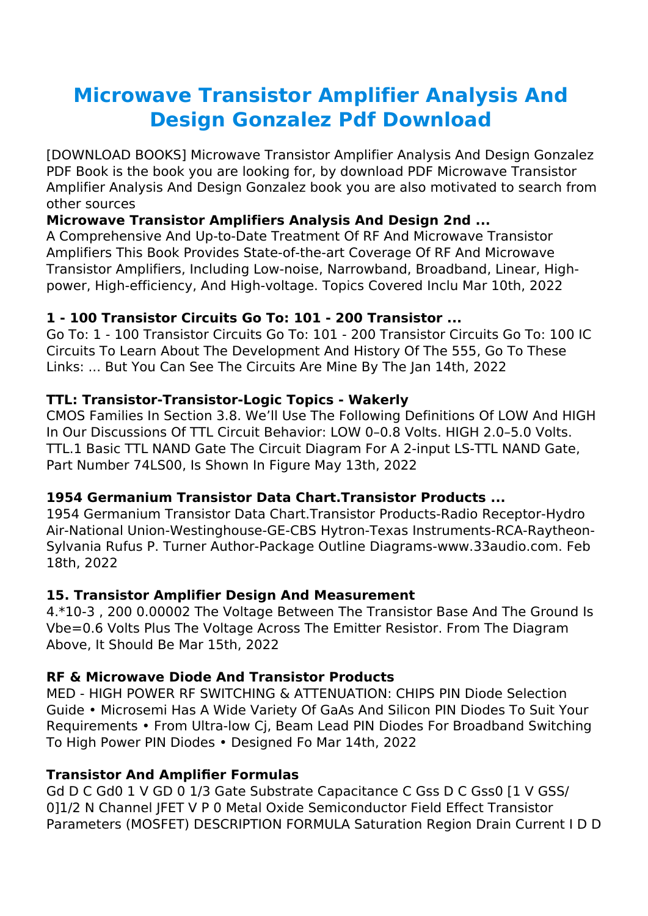# Microwave Transistor Amplifier Analysis And Design Gonzalez Pdf Download

[DOWNLOAD BOOKS] Microwave Transistor Amplifier Analysis And Design Gonzalez PDF Book is the book you are looking for, by download PDF Microwave Transistor Amplifier Analysis And Design Gonzalez book you are also motivated to search from other sources

**Microwave Transistor Amplifiers Analysis And Design 2nd ...**

A Comprehensive And Up-to-Date Treatment Of RF And Microwave Transistor Amplifiers This Book Provides State-of-the-art Coverage Of RF And Microwave Transistor Amplifiers, Including Low-noise, Narrowband, Broadband, Linear, High-power, High-efficiency, And High-voltage. Topics Covered Inclu Mar 10th, 2022

**1 - 100 Transistor Circuits Go To: 101 - 200 Transistor ...**

Go To: 1 - 100 Transistor Circuits Go To: 101 - 200 Transistor Circuits Go To: 100 IC Circuits To Learn About The Development And History Of The 555, Go To These Links: ... But You Can See The Circuits Are Mine By The Jan 14th, 2022

**TTL: Transistor-Transistor-Logic Topics - Wakerly**

CMOS Families In Section 3.8. We'll Use The Following Definitions Of LOW And HIGH In Our Discussions Of TTL Circuit Behavior: LOW 0–0.8 Volts. HIGH 2.0–5.0 Volts. TTL.1 Basic TTL NAND Gate The Circuit Diagram For A 2-input LS-TTL NAND Gate, Part Number 74LS00, Is Shown In Figure May 13th, 2022

**1954 Germanium Transistor Data Chart.Transistor Products ...**

1954 Germanium Transistor Data Chart.Transistor Products-Radio Receptor-Hydro Air-National Union-Westinghouse-GE-CBS Hytron-Texas Instruments-RCA-Raytheon-Sylvania Rufus P. Turner Author-Package Outline Diagrams-www.33audio.com. Feb 18th, 2022

**15. Transistor Amplifier Design And Measurement**

4.*10-3 , 200 0.00002 The Voltage Between The Transistor Base And The Ground Is Vbe=0.6 Volts Plus The Voltage Across The Emitter Resistor. From The Diagram Above, It Should Be Mar 15th, 2022

**RF & Microwave Diode And Transistor Products**

MED - HIGH POWER RF SWITCHING & ATTENUATION: CHIPS PIN Diode Selection Guide • Microsemi Has A Wide Variety Of GaAs And Silicon PIN Diodes To Suit Your Requirements • From Ultra-low Cj, Beam Lead PIN Diodes For Broadband Switching To High Power PIN Diodes • Designed Fo Mar 14th, 2022

**Transistor And Amplifier Formulas**

Gd D C Gd0 1 V GD 0 1/3 Gate Substrate Capacitance C Gss D C Gss0 [1 V GSS/ 0]1/2 N Channel JFET V P 0 Metal Oxide Semiconductor Field Effect Transistor Parameters (MOSFET) DESCRIPTION FORMULA Saturation Region Drain Current I D D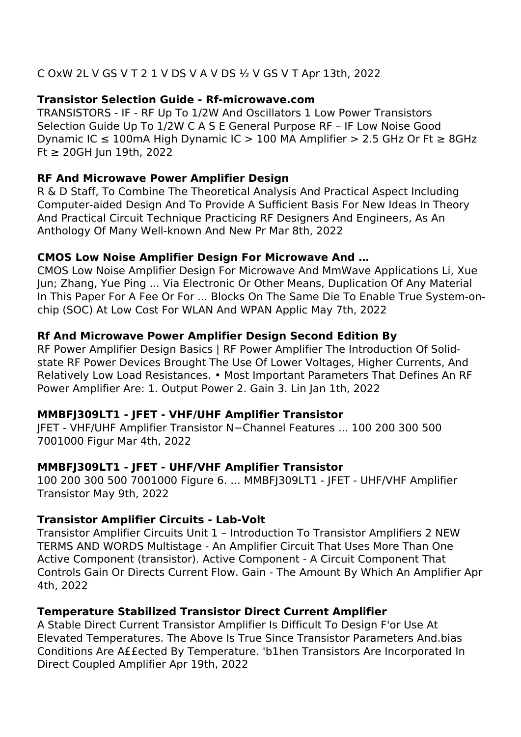C OxW 2L V GS V T 2 1 V DS V A V DS ½ V GS V T Apr 13th, 2022

### Transistor Selection Guide - Rf-microwave.com

TRANSISTORS - IF - RF Up To 1/2W And Oscillators 1 Low Power Transistors Selection Guide Up To 1/2W C A S E General Purpose RF – IF Low Noise Good Dynamic IC ≤ 100mA High Dynamic IC > 100 MA Amplifier > 2.5 GHz Or Ft ≥ 8GHz Ft ≥ 20GH Jun 19th, 2022

### RF And Microwave Power Amplifier Design

R & D Staff, To Combine The Theoretical Analysis And Practical Aspect Including Computer-aided Design And To Provide A Sufficient Basis For New Ideas In Theory And Practical Circuit Technique Practicing RF Designers And Engineers, As An Anthology Of Many Well-known And New Pr Mar 8th, 2022

### CMOS Low Noise Amplifier Design For Microwave And …

CMOS Low Noise Amplifier Design For Microwave And MmWave Applications Li, Xue Jun; Zhang, Yue Ping ... Via Electronic Or Other Means, Duplication Of Any Material In This Paper For A Fee Or For ... Blocks On The Same Die To Enable True System-on-chip (SOC) At Low Cost For WLAN And WPAN Applic May 7th, 2022

### Rf And Microwave Power Amplifier Design Second Edition By

RF Power Amplifier Design Basics | RF Power Amplifier The Introduction Of Solid-state RF Power Devices Brought The Use Of Lower Voltages, Higher Currents, And Relatively Low Load Resistances. • Most Important Parameters That Defines An RF Power Amplifier Are: 1. Output Power 2. Gain 3. Lin Jan 1th, 2022

### MMBFJ309LT1 - JFET - VHF/UHF Amplifier Transistor

JFET - VHF/UHF Amplifier Transistor N−Channel Features ... 100 200 300 500 7001000 Figur Mar 4th, 2022

### MMBFJ309LT1 - JFET - UHF/VHF Amplifier Transistor

100 200 300 500 7001000 Figure 6. ... MMBFJ309LT1 - JFET - UHF/VHF Amplifier Transistor May 9th, 2022

### Transistor Amplifier Circuits - Lab-Volt

Transistor Amplifier Circuits Unit 1 – Introduction To Transistor Amplifiers 2 NEW TERMS AND WORDS Multistage - An Amplifier Circuit That Uses More Than One Active Component (transistor). Active Component - A Circuit Component That Controls Gain Or Directs Current Flow. Gain - The Amount By Which An Amplifier Apr 4th, 2022

### Temperature Stabilized Transistor Direct Current Amplifier

A Stable Direct Current Transistor Amplifier Is Difficult To Design F'or Use At Elevated Temperatures. The Above Is True Since Transistor Parameters And.bias Conditions Are A££ected By Temperature. 'b1hen Transistors Are Incorporated In Direct Coupled Amplifier Apr 19th, 2022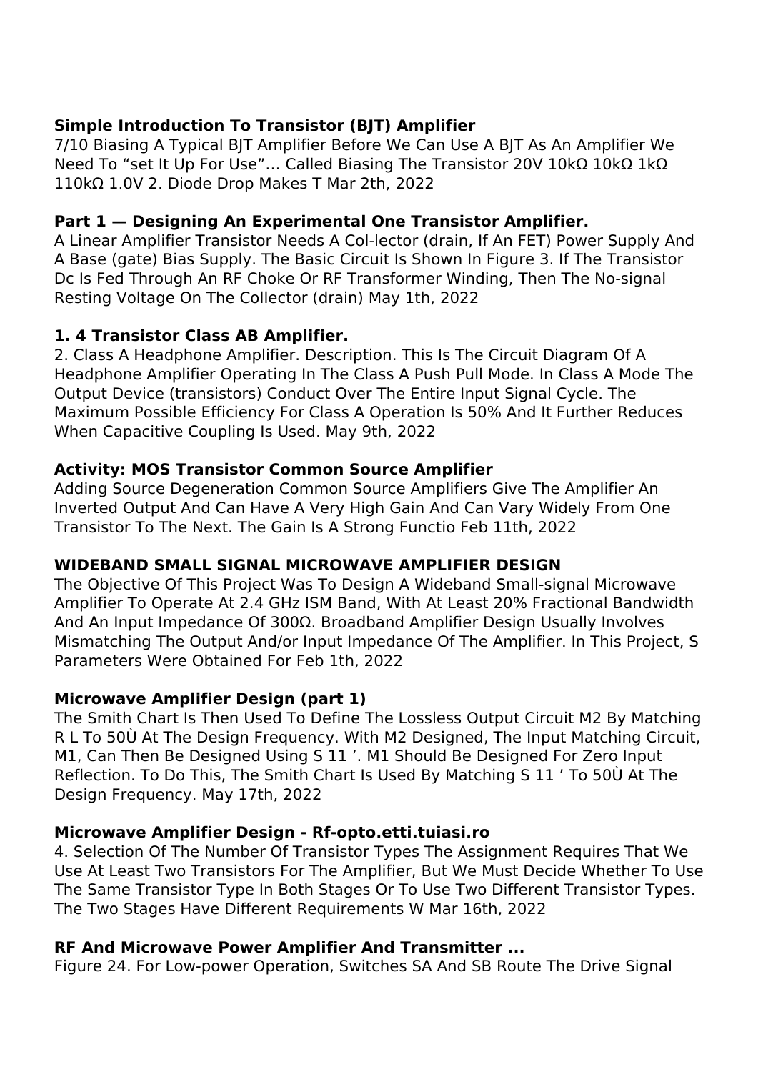### Simple Introduction To Transistor (BJT) Amplifier

7/10 Biasing A Typical BJT Amplifier Before We Can Use A BJT As An Amplifier We Need To "set It Up For Use"… Called Biasing The Transistor 20V 10kΩ 10kΩ 1kΩ 110kΩ 1.0V 2. Diode Drop Makes T Mar 2th, 2022

### Part 1 — Designing An Experimental One Transistor Amplifier.

A Linear Amplifier Transistor Needs A Col-lector (drain, If An FET) Power Supply And A Base (gate) Bias Supply. The Basic Circuit Is Shown In Figure 3. If The Transistor Dc Is Fed Through An RF Choke Or RF Transformer Winding, Then The No-signal Resting Voltage On The Collector (drain) May 1th, 2022

### 1. 4 Transistor Class AB Amplifier.

2. Class A Headphone Amplifier. Description. This Is The Circuit Diagram Of A Headphone Amplifier Operating In The Class A Push Pull Mode. In Class A Mode The Output Device (transistors) Conduct Over The Entire Input Signal Cycle. The Maximum Possible Efficiency For Class A Operation Is 50% And It Further Reduces When Capacitive Coupling Is Used. May 9th, 2022

### Activity: MOS Transistor Common Source Amplifier

Adding Source Degeneration Common Source Amplifiers Give The Amplifier An Inverted Output And Can Have A Very High Gain And Can Vary Widely From One Transistor To The Next. The Gain Is A Strong Functio Feb 11th, 2022

### WIDEBAND SMALL SIGNAL MICROWAVE AMPLIFIER DESIGN

The Objective Of This Project Was To Design A Wideband Small-signal Microwave Amplifier To Operate At 2.4 GHz ISM Band, With At Least 20% Fractional Bandwidth And An Input Impedance Of 300Ω. Broadband Amplifier Design Usually Involves Mismatching The Output And/or Input Impedance Of The Amplifier. In This Project, S Parameters Were Obtained For Feb 1th, 2022

### Microwave Amplifier Design (part 1)

The Smith Chart Is Then Used To Define The Lossless Output Circuit M2 By Matching R L To 50Ù At The Design Frequency. With M2 Designed, The Input Matching Circuit, M1, Can Then Be Designed Using S 11 ’. M1 Should Be Designed For Zero Input Reflection. To Do This, The Smith Chart Is Used By Matching S 11 ’ To 50Ù At The Design Frequency. May 17th, 2022

### Microwave Amplifier Design - Rf-opto.etti.tuiasi.ro

4. Selection Of The Number Of Transistor Types The Assignment Requires That We Use At Least Two Transistors For The Amplifier, But We Must Decide Whether To Use The Same Transistor Type In Both Stages Or To Use Two Different Transistor Types. The Two Stages Have Different Requirements W Mar 16th, 2022

### RF And Microwave Power Amplifier And Transmitter ...

Figure 24. For Low-power Operation, Switches SA And SB Route The Drive Signal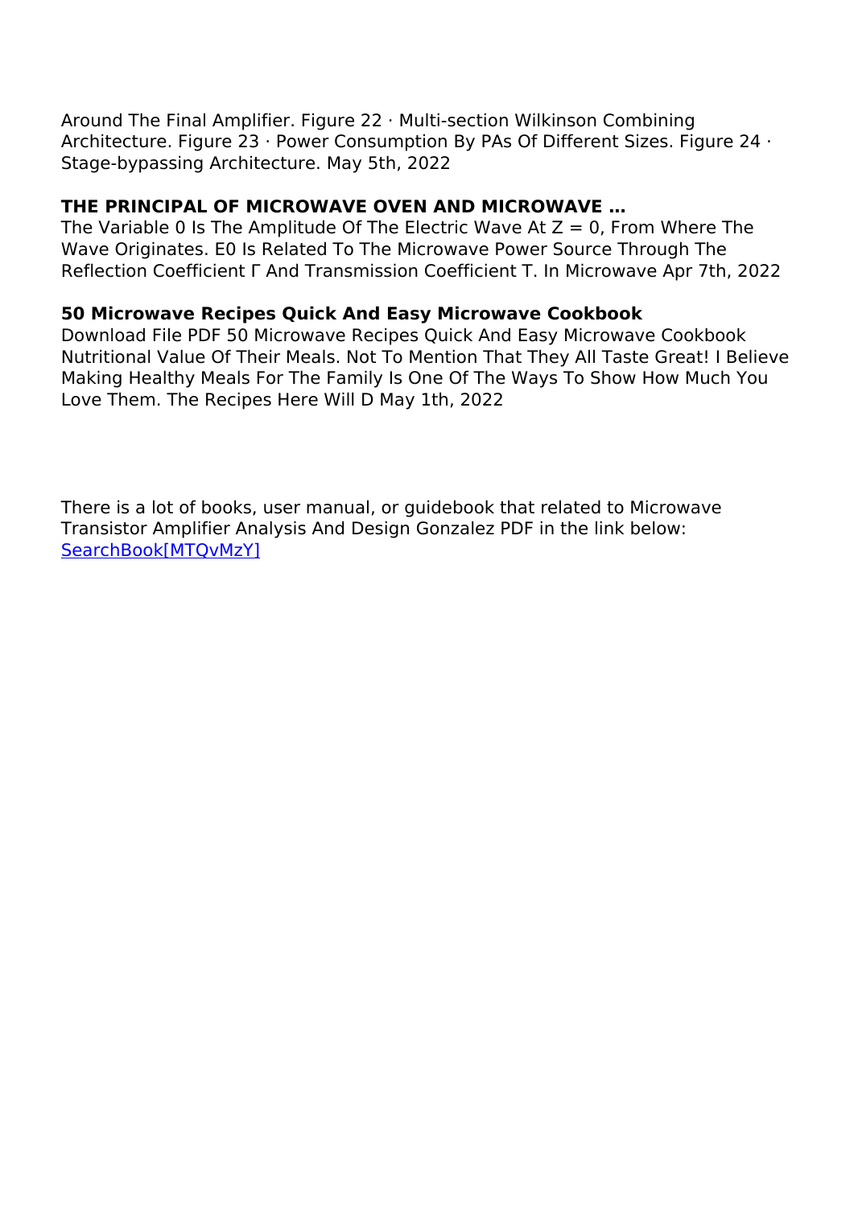Around The Final Amplifier. Figure 22 · Multi-section Wilkinson Combining Architecture. Figure 23 · Power Consumption By PAs Of Different Sizes. Figure 24 · Stage-bypassing Architecture. May 5th, 2022

**THE PRINCIPAL OF MICROWAVE OVEN AND MICROWAVE …**

The Variable 0 Is The Amplitude Of The Electric Wave At $Z = 0$, From Where The Wave Originates. E0 Is Related To The Microwave Power Source Through The Reflection Coefficient Γ And Transmission Coefficient T. In Microwave Apr 7th, 2022

**50 Microwave Recipes Quick And Easy Microwave Cookbook**

Download File PDF 50 Microwave Recipes Quick And Easy Microwave Cookbook Nutritional Value Of Their Meals. Not To Mention That They All Taste Great! I Believe Making Healthy Meals For The Family Is One Of The Ways To Show How Much You Love Them. The Recipes Here Will D May 1th, 2022

There is a lot of books, user manual, or guidebook that related to Microwave Transistor Amplifier Analysis And Design Gonzalez PDF in the link below:
SearchBook[MTQvMzY]